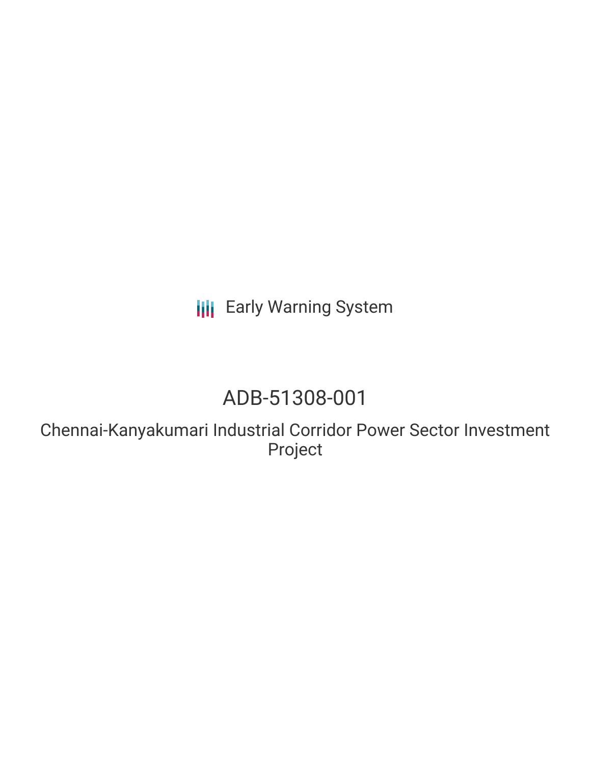Early Warning System

# ADB-51308-001

## Chennai-Kanyakumari Industrial Corridor Power Sector Investment Project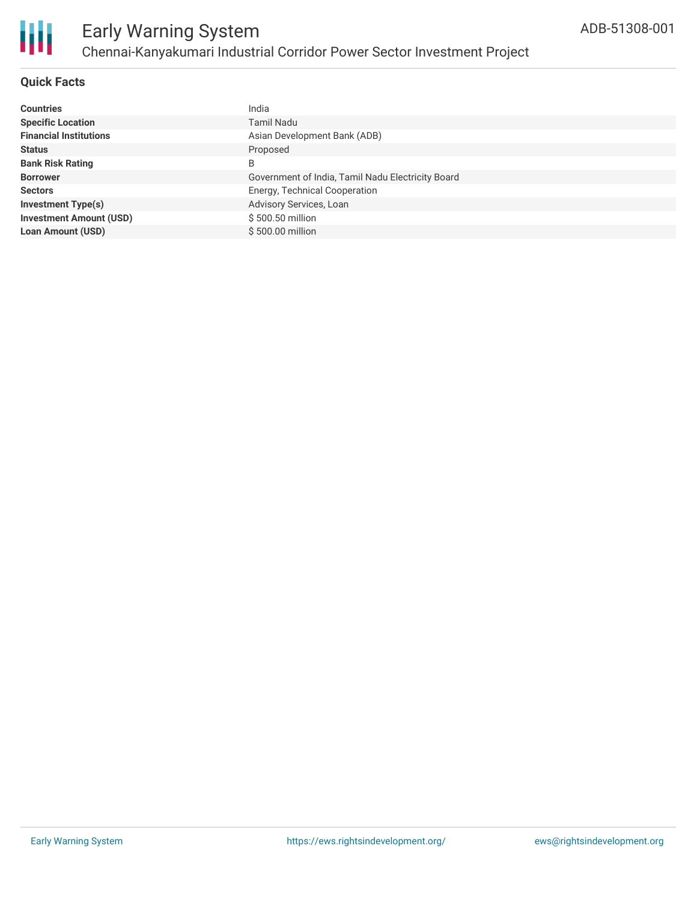## Quick Facts

| | |
|---|---|
| **Countries** | India |
| **Specific Location** | Tamil Nadu |
| **Financial Institutions** | Asian Development Bank (ADB) |
| **Status** | Proposed |
| **Bank Risk Rating** | B |
| **Borrower** | Government of India, Tamil Nadu Electricity Board |
| **Sectors** | Energy, Technical Cooperation |
| **Investment Type(s)** | Advisory Services, Loan |
| **Investment Amount (USD)** | $ 500.50 million |
| **Loan Amount (USD)** | $ 500.00 million |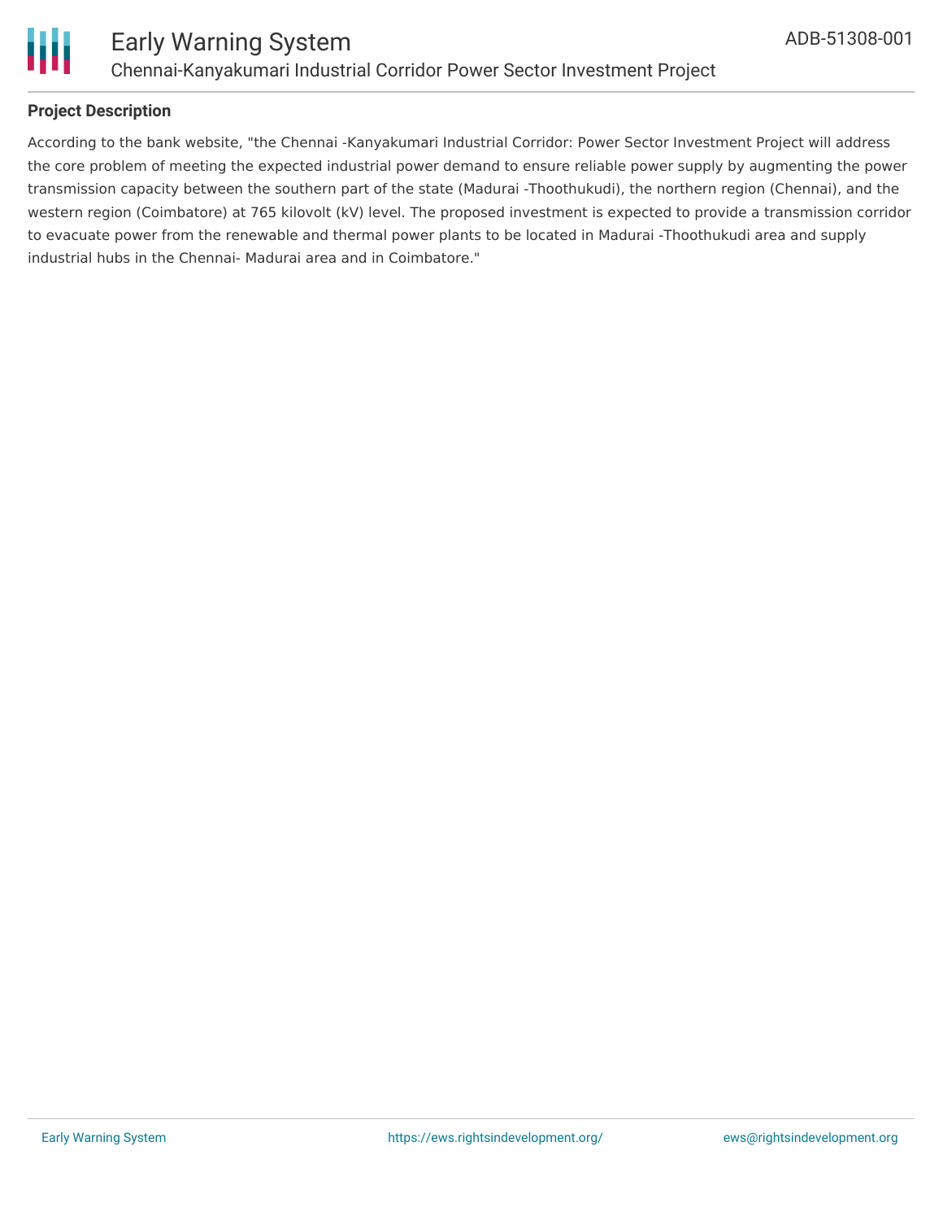## Project Description

According to the bank website, "the Chennai -Kanyakumari Industrial Corridor: Power Sector Investment Project will address the core problem of meeting the expected industrial power demand to ensure reliable power supply by augmenting the power transmission capacity between the southern part of the state (Madurai -Thoothukudi), the northern region (Chennai), and the western region (Coimbatore) at 765 kilovolt (kV) level. The proposed investment is expected to provide a transmission corridor to evacuate power from the renewable and thermal power plants to be located in Madurai -Thoothukudi area and supply industrial hubs in the Chennai- Madurai area and in Coimbatore."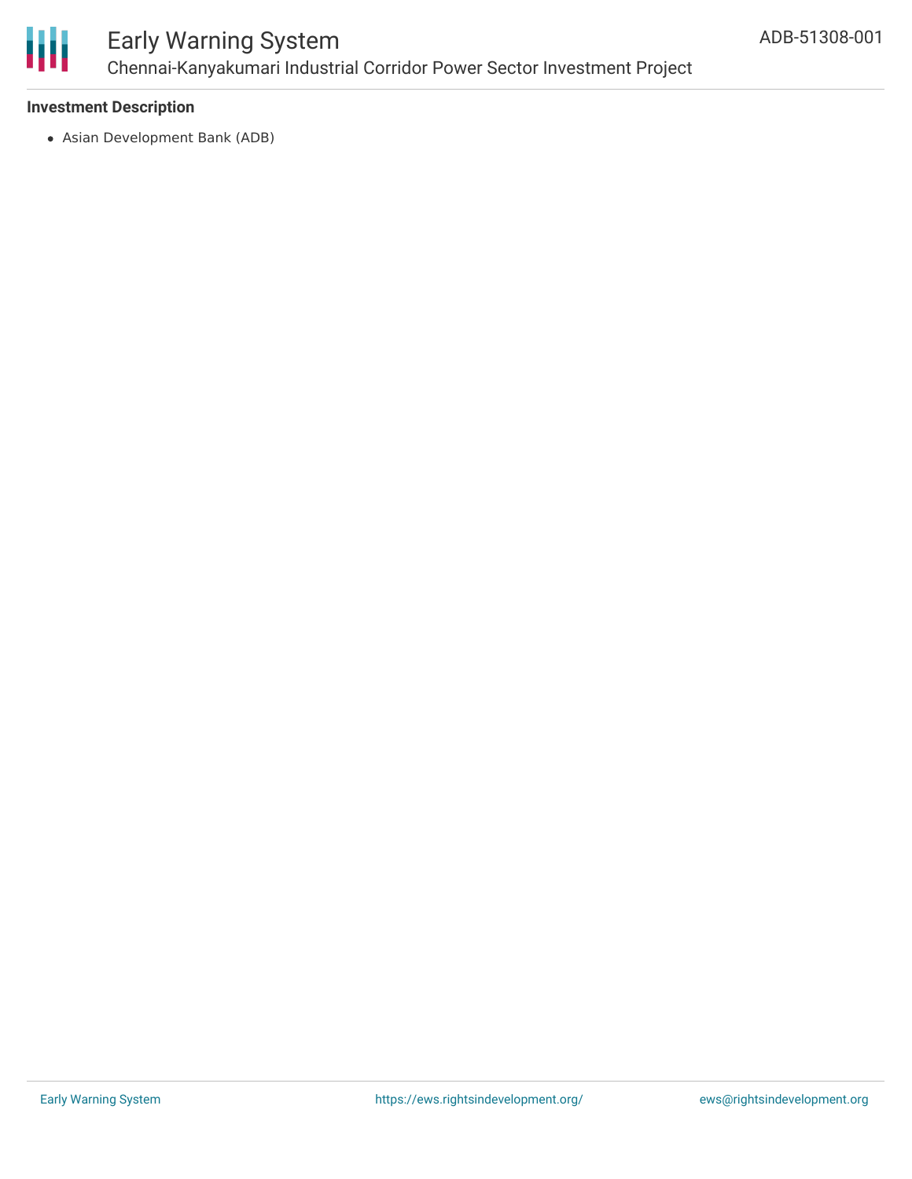### Investment Description

- Asian Development Bank (ADB)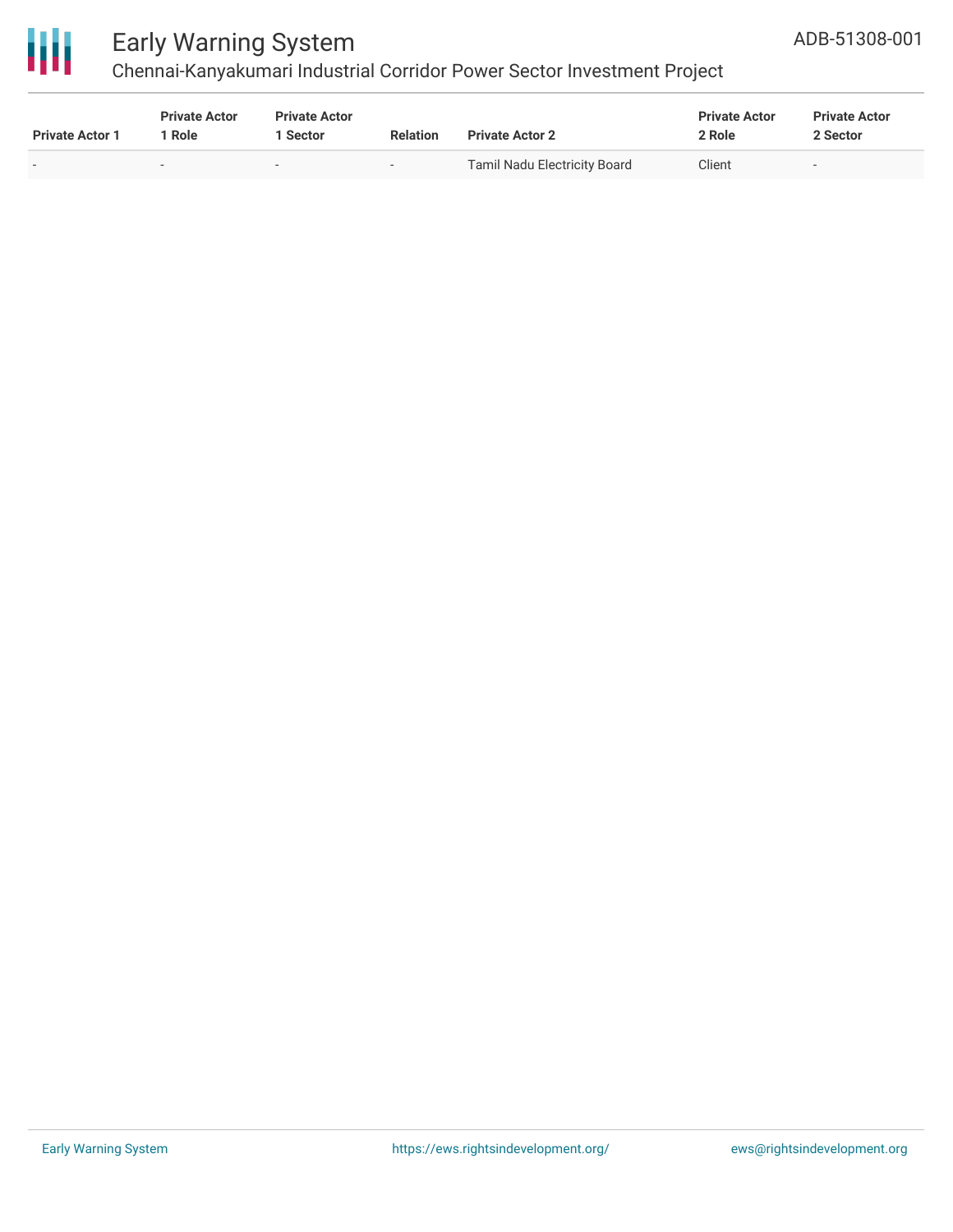| Private Actor 1 | Private Actor 1 Role | Private Actor 1 Sector | Relation | Private Actor 2 | Private Actor 2 Role | Private Actor 2 Sector |
|---|---|---|---|---|---|---|
| - | - | - | - | Tamil Nadu Electricity Board | Client | - |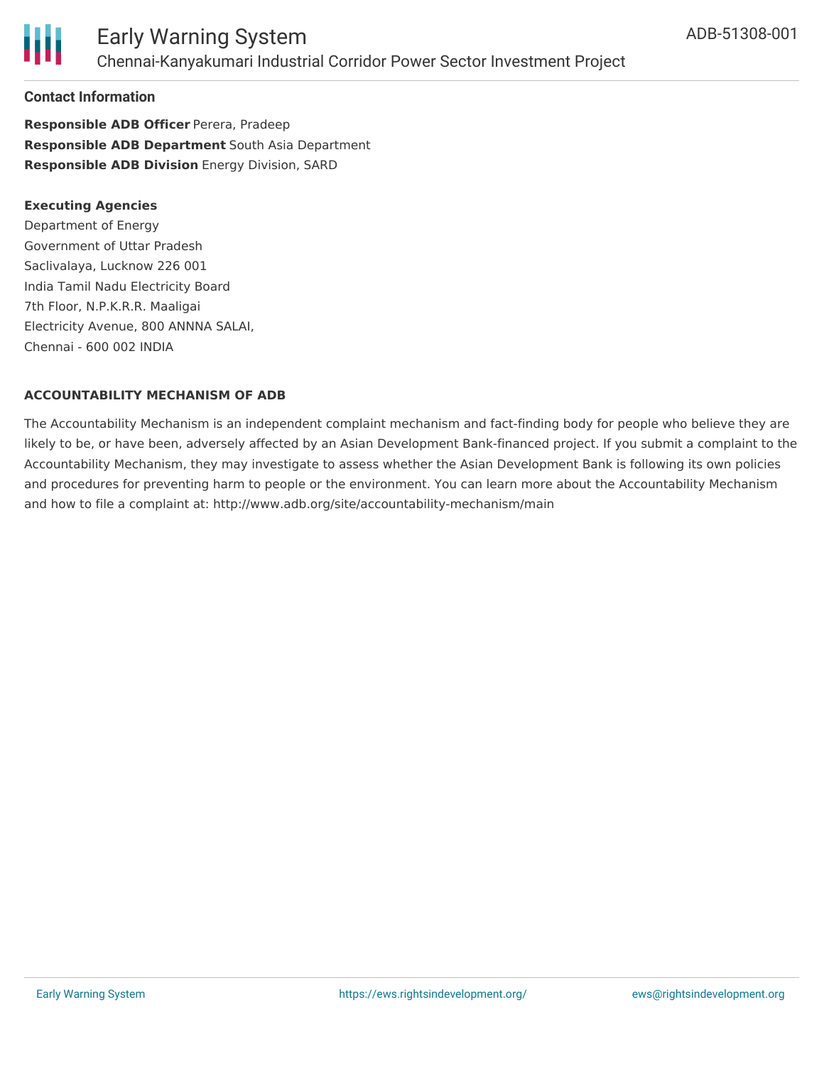### Contact Information

**Responsible ADB Officer** Perera, Pradeep
**Responsible ADB Department** South Asia Department
**Responsible ADB Division** Energy Division, SARD

**Executing Agencies**
Department of Energy
Government of Uttar Pradesh
Saclivalaya, Lucknow 226 001
India Tamil Nadu Electricity Board
7th Floor, N.P.K.R.R. Maaligai
Electricity Avenue, 800 ANNNA SALAI,
Chennai - 600 002 INDIA

**ACCOUNTABILITY MECHANISM OF ADB**

The Accountability Mechanism is an independent complaint mechanism and fact-finding body for people who believe they are likely to be, or have been, adversely affected by an Asian Development Bank-financed project. If you submit a complaint to the Accountability Mechanism, they may investigate to assess whether the Asian Development Bank is following its own policies and procedures for preventing harm to people or the environment. You can learn more about the Accountability Mechanism and how to file a complaint at: http://www.adb.org/site/accountability-mechanism/main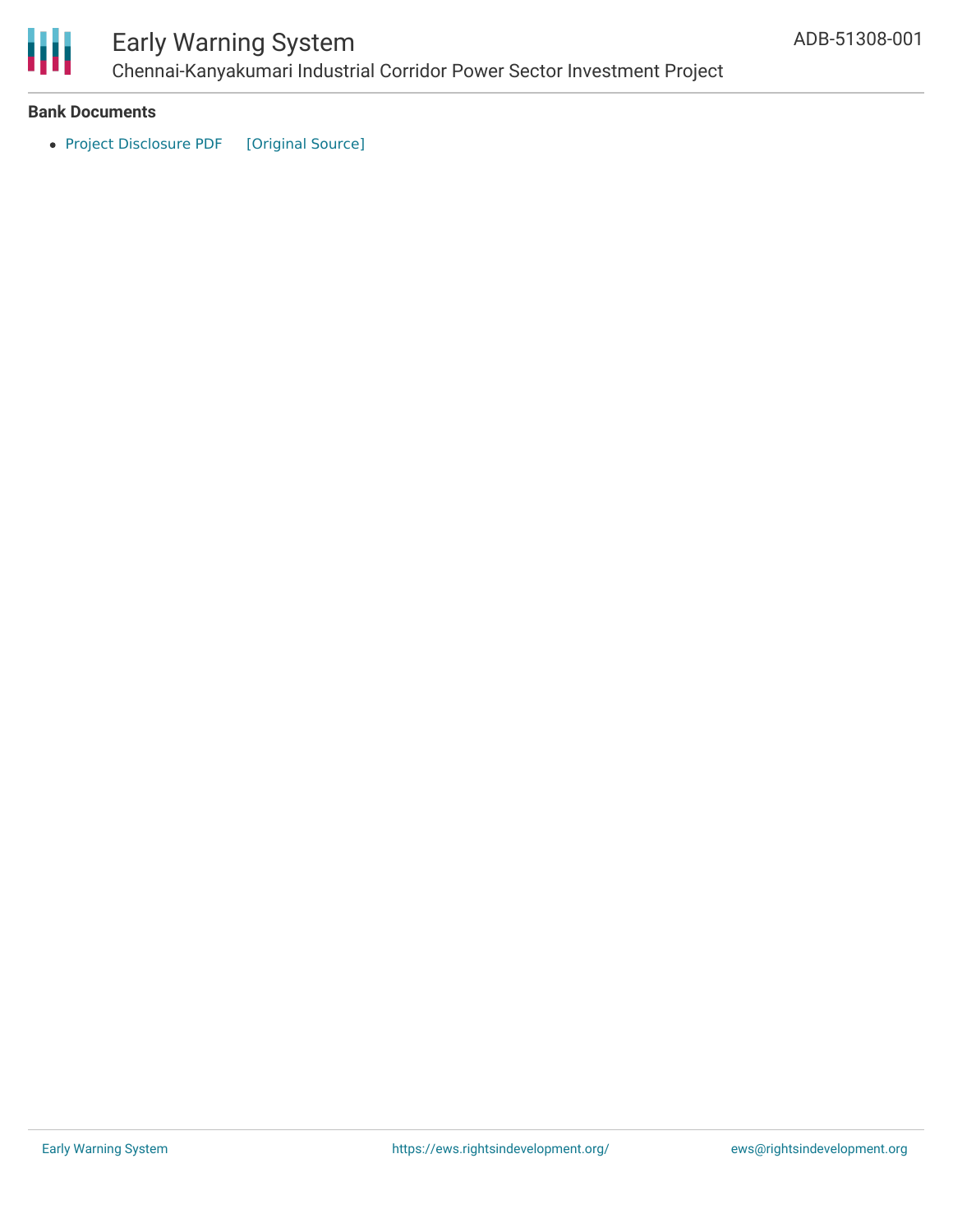### Bank Documents

- Project Disclosure PDF [Original Source]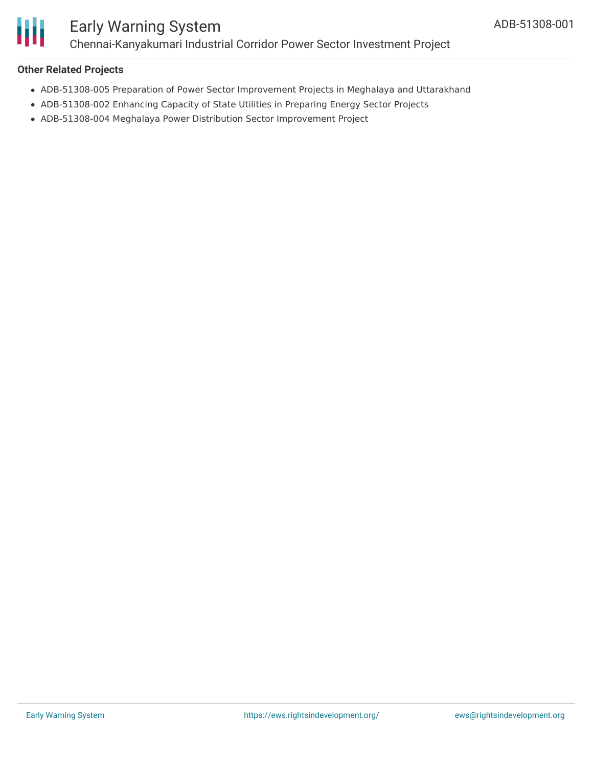**Other Related Projects**

- ADB-51308-005 Preparation of Power Sector Improvement Projects in Meghalaya and Uttarakhand
- ADB-51308-002 Enhancing Capacity of State Utilities in Preparing Energy Sector Projects
- ADB-51308-004 Meghalaya Power Distribution Sector Improvement Project